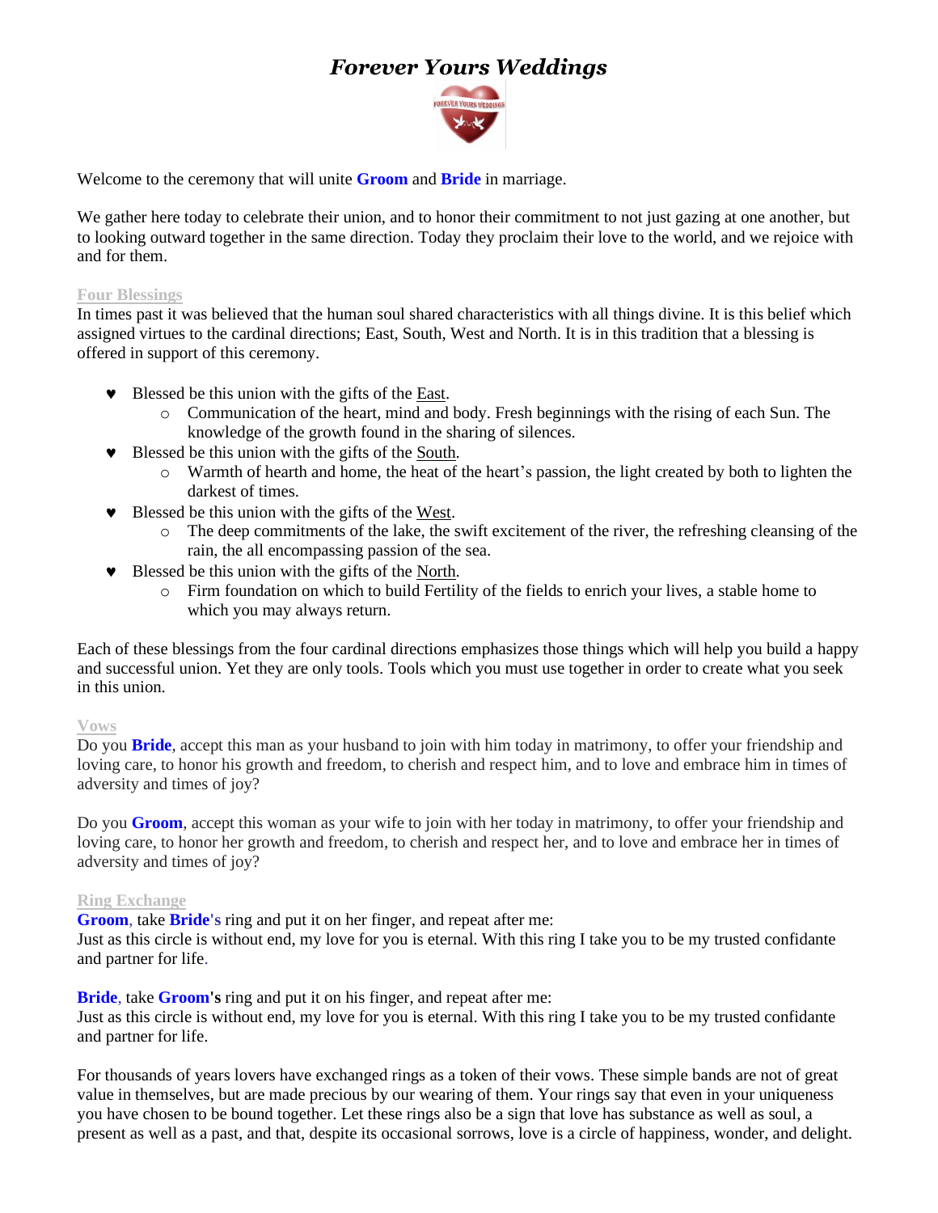# *Forever Yours Weddings*

Welcome to the ceremony that will unite **Groom** and **Bride** in marriage.

We gather here today to celebrate their union, and to honor their commitment to not just gazing at one another, but to looking outward together in the same direction. Today they proclaim their love to the world, and we rejoice with and for them.

## Four Blessings

In times past it was believed that the human soul shared characteristics with all things divine. It is this belief which assigned virtues to the cardinal directions; East, South, West and North. It is in this tradition that a blessing is offered in support of this ceremony.

- Blessed be this union with the gifts of the East.
  - Communication of the heart, mind and body. Fresh beginnings with the rising of each Sun. The knowledge of the growth found in the sharing of silences.
- Blessed be this union with the gifts of the South.
  - Warmth of hearth and home, the heat of the heart's passion, the light created by both to lighten the darkest of times.
- Blessed be this union with the gifts of the West.
  - The deep commitments of the lake, the swift excitement of the river, the refreshing cleansing of the rain, the all encompassing passion of the sea.
- Blessed be this union with the gifts of the North.
  - Firm foundation on which to build Fertility of the fields to enrich your lives, a stable home to which you may always return.

Each of these blessings from the four cardinal directions emphasizes those things which will help you build a happy and successful union. Yet they are only tools. Tools which you must use together in order to create what you seek in this union.

## Vows

Do you **Bride**, accept this man as your husband to join with him today in matrimony, to offer your friendship and loving care, to honor his growth and freedom, to cherish and respect him, and to love and embrace him in times of adversity and times of joy?

Do you **Groom**, accept this woman as your wife to join with her today in matrimony, to offer your friendship and loving care, to honor her growth and freedom, to cherish and respect her, and to love and embrace her in times of adversity and times of joy?

## Ring Exchange

**Groom**, take **Bride's** ring and put it on her finger, and repeat after me:
Just as this circle is without end, my love for you is eternal. With this ring I take you to be my trusted confidante and partner for life.

**Bride**, take **Groom's** ring and put it on his finger, and repeat after me:
Just as this circle is without end, my love for you is eternal. With this ring I take you to be my trusted confidante and partner for life.

For thousands of years lovers have exchanged rings as a token of their vows. These simple bands are not of great value in themselves, but are made precious by our wearing of them. Your rings say that even in your uniqueness you have chosen to be bound together. Let these rings also be a sign that love has substance as well as soul, a present as well as a past, and that, despite its occasional sorrows, love is a circle of happiness, wonder, and delight.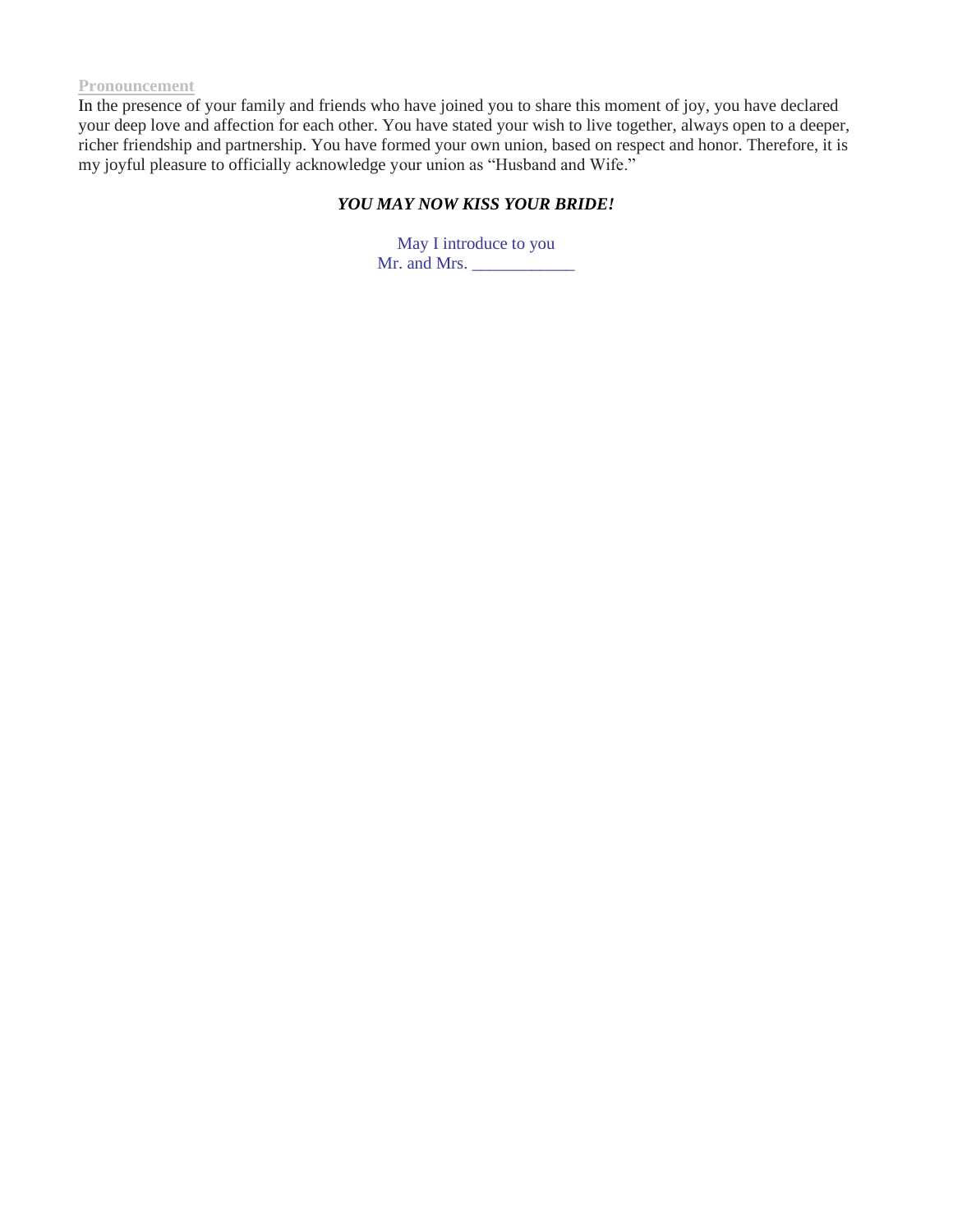## Pronouncement

In the presence of your family and friends who have joined you to share this moment of joy, you have declared your deep love and affection for each other. You have stated your wish to live together, always open to a deeper, richer friendship and partnership. You have formed your own union, based on respect and honor. Therefore, it is my joyful pleasure to officially acknowledge your union as "Husband and Wife."

***YOU MAY NOW KISS YOUR BRIDE!***

May I introduce to you
Mr. and Mrs. ____________